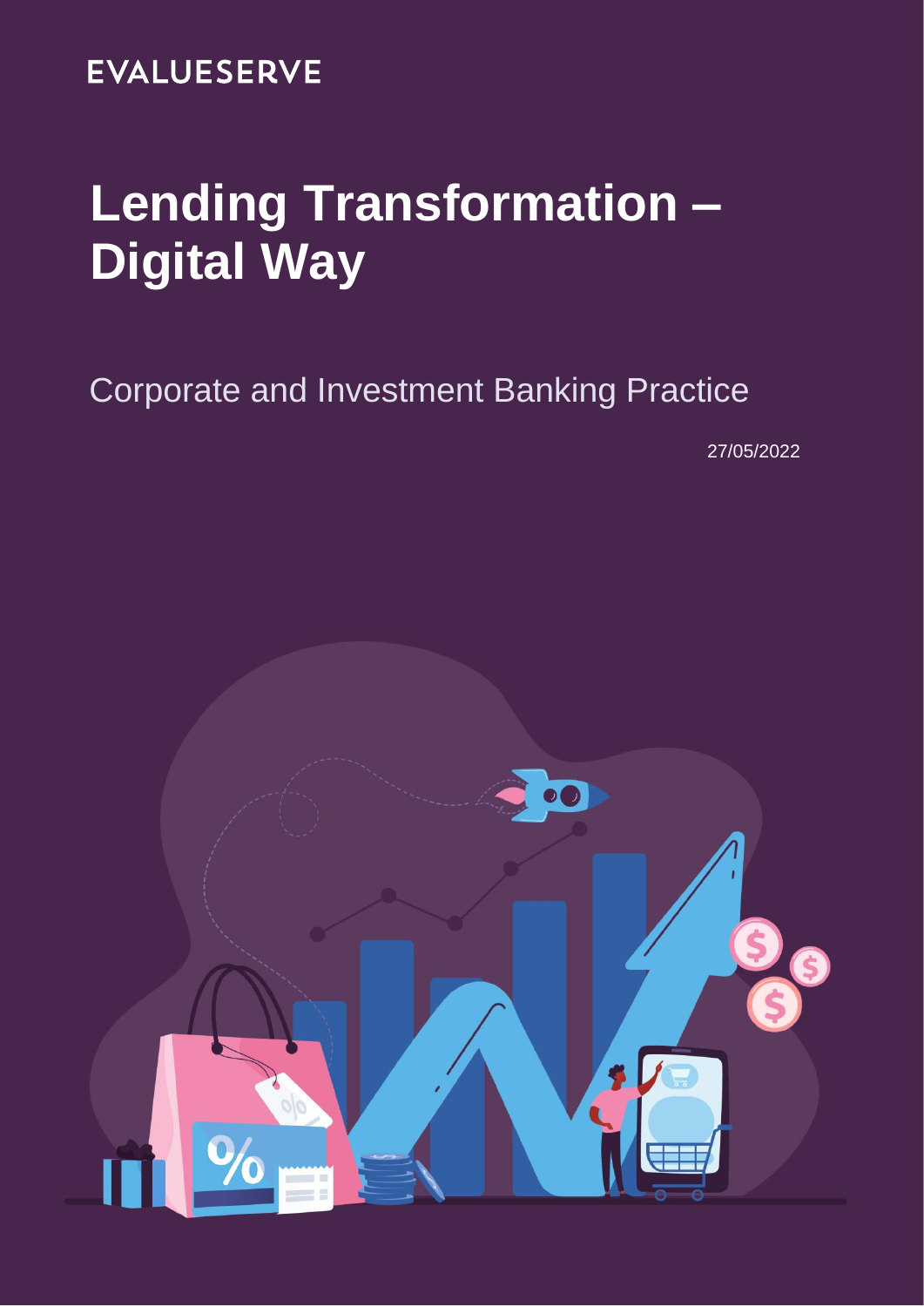EVALUESERVE

# Lending Transformation – Digital Way

## Corporate and Investment Banking Practice

27/05/2022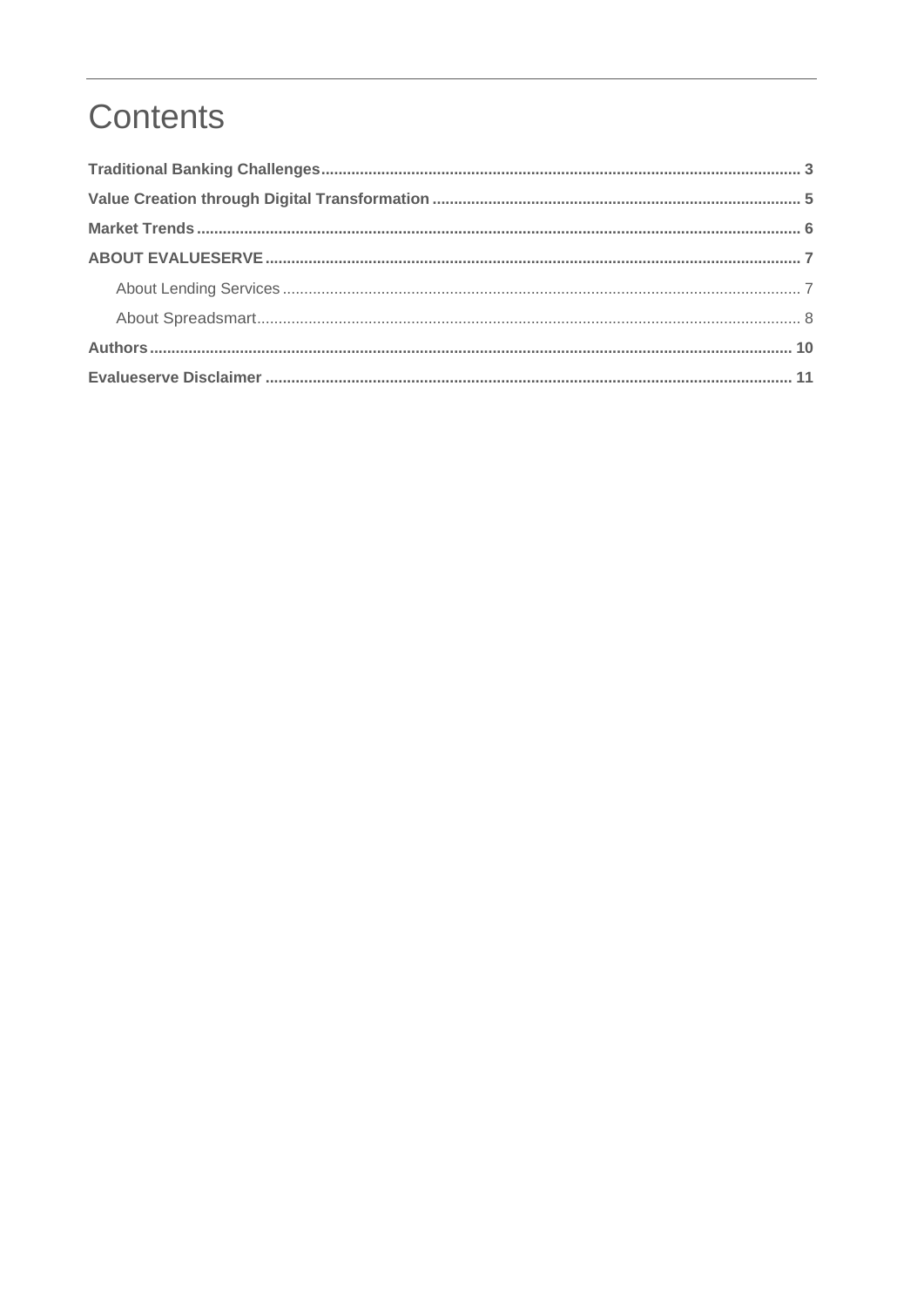# Contents

**Traditional Banking Challenges** ..... **3**

**Value Creation through Digital Transformation** ..... **5**

**Market Trends** ..... **6**

**ABOUT EVALUESERVE** ..... **7**

- About Lending Services ..... 7
- About Spreadsmart ..... 8

**Authors** ..... **10**

**Evalueserve Disclaimer** ..... **11**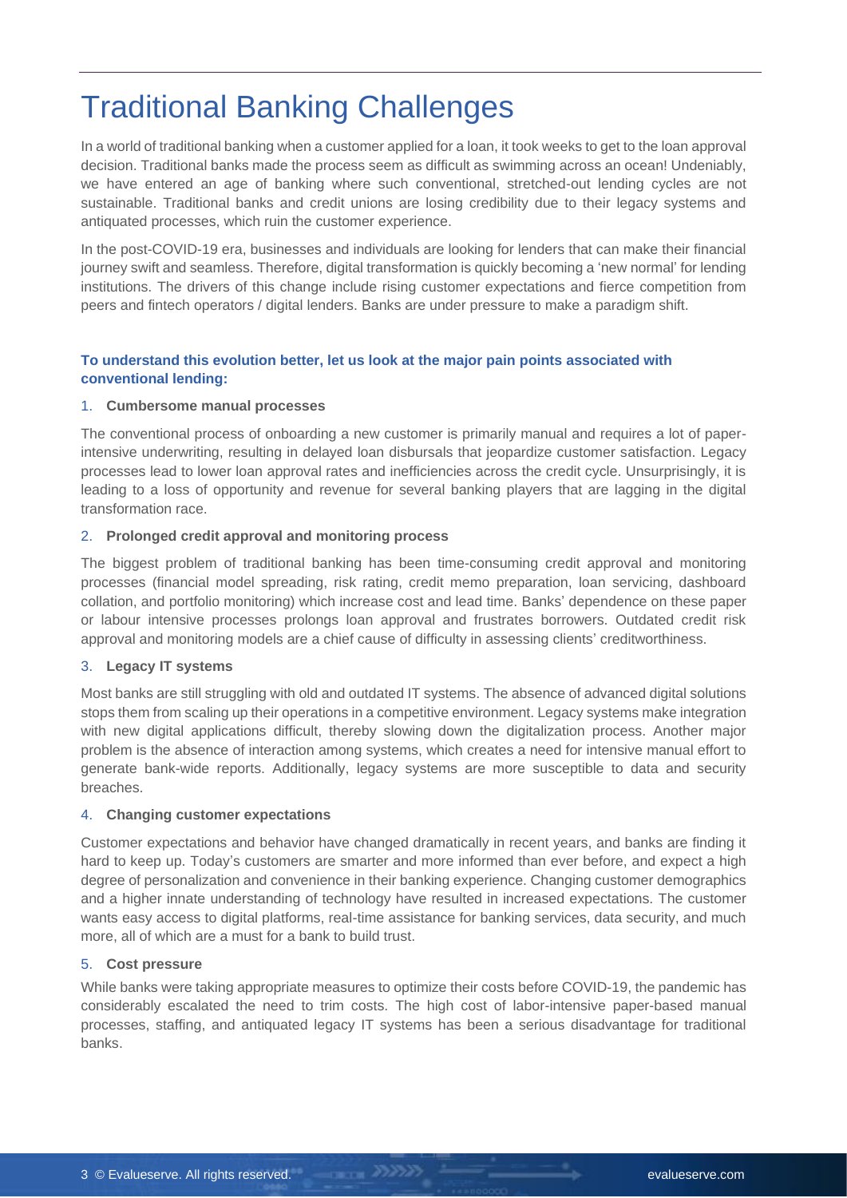# Traditional Banking Challenges

In a world of traditional banking when a customer applied for a loan, it took weeks to get to the loan approval decision. Traditional banks made the process seem as difficult as swimming across an ocean! Undeniably, we have entered an age of banking where such conventional, stretched-out lending cycles are not sustainable. Traditional banks and credit unions are losing credibility due to their legacy systems and antiquated processes, which ruin the customer experience.

In the post-COVID-19 era, businesses and individuals are looking for lenders that can make their financial journey swift and seamless. Therefore, digital transformation is quickly becoming a 'new normal' for lending institutions. The drivers of this change include rising customer expectations and fierce competition from peers and fintech operators / digital lenders. Banks are under pressure to make a paradigm shift.

**To understand this evolution better, let us look at the major pain points associated with conventional lending:**

1. **Cumbersome manual processes**

The conventional process of onboarding a new customer is primarily manual and requires a lot of paper-intensive underwriting, resulting in delayed loan disbursals that jeopardize customer satisfaction. Legacy processes lead to lower loan approval rates and inefficiencies across the credit cycle. Unsurprisingly, it is leading to a loss of opportunity and revenue for several banking players that are lagging in the digital transformation race.

2. **Prolonged credit approval and monitoring process**

The biggest problem of traditional banking has been time-consuming credit approval and monitoring processes (financial model spreading, risk rating, credit memo preparation, loan servicing, dashboard collation, and portfolio monitoring) which increase cost and lead time. Banks' dependence on these paper or labour intensive processes prolongs loan approval and frustrates borrowers. Outdated credit risk approval and monitoring models are a chief cause of difficulty in assessing clients' creditworthiness.

3. **Legacy IT systems**

Most banks are still struggling with old and outdated IT systems. The absence of advanced digital solutions stops them from scaling up their operations in a competitive environment. Legacy systems make integration with new digital applications difficult, thereby slowing down the digitalization process. Another major problem is the absence of interaction among systems, which creates a need for intensive manual effort to generate bank-wide reports. Additionally, legacy systems are more susceptible to data and security breaches.

4. **Changing customer expectations**

Customer expectations and behavior have changed dramatically in recent years, and banks are finding it hard to keep up. Today's customers are smarter and more informed than ever before, and expect a high degree of personalization and convenience in their banking experience. Changing customer demographics and a higher innate understanding of technology have resulted in increased expectations. The customer wants easy access to digital platforms, real-time assistance for banking services, data security, and much more, all of which are a must for a bank to build trust.

5. **Cost pressure**

While banks were taking appropriate measures to optimize their costs before COVID-19, the pandemic has considerably escalated the need to trim costs. The high cost of labor-intensive paper-based manual processes, staffing, and antiquated legacy IT systems has been a serious disadvantage for traditional banks.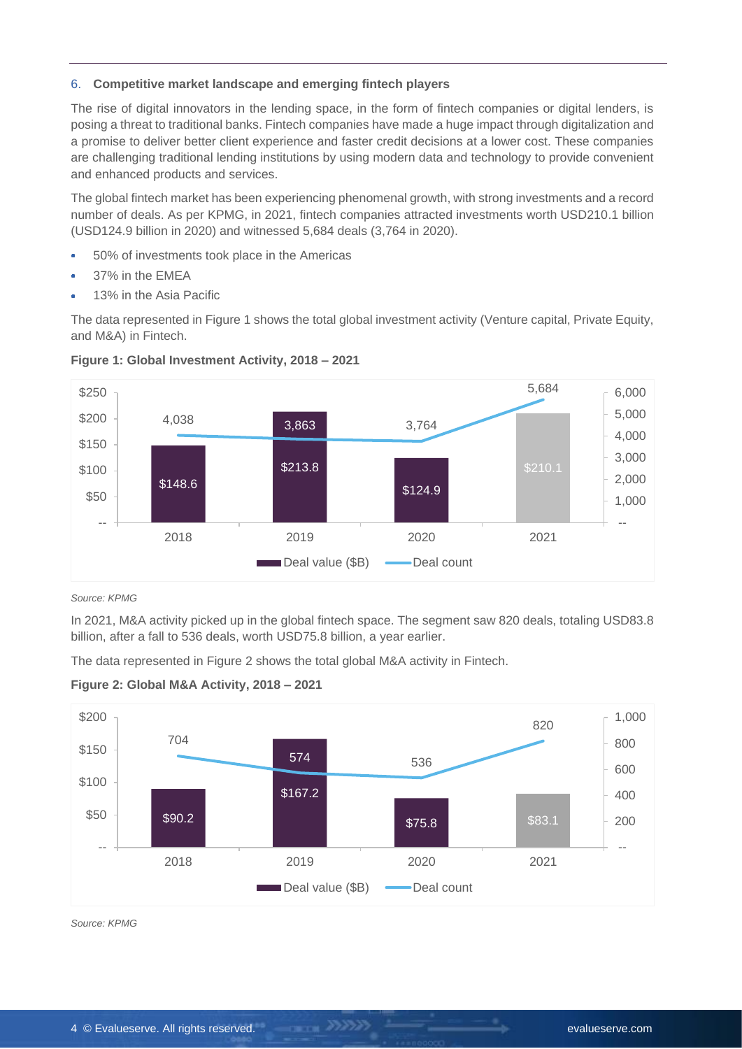### 6. Competitive market landscape and emerging fintech players

The rise of digital innovators in the lending space, in the form of fintech companies or digital lenders, is posing a threat to traditional banks. Fintech companies have made a huge impact through digitalization and a promise to deliver better client experience and faster credit decisions at a lower cost. These companies are challenging traditional lending institutions by using modern data and technology to provide convenient and enhanced products and services.

The global fintech market has been experiencing phenomenal growth, with strong investments and a record number of deals. As per KPMG, in 2021, fintech companies attracted investments worth USD210.1 billion (USD124.9 billion in 2020) and witnessed 5,684 deals (3,764 in 2020).

- 50% of investments took place in the Americas
- 37% in the EMEA
- 13% in the Asia Pacific

The data represented in Figure 1 shows the total global investment activity (Venture capital, Private Equity, and M&A) in Fintech.

**Figure 1: Global Investment Activity, 2018 – 2021**

| Year | Deal value ($B) | Deal count |
|---|---|---|
| 2018 | $148.6 | 4,038 |
| 2019 | $213.8 | 3,863 |
| 2020 | $124.9 | 3,764 |
| 2021 | $210.1 | 5,684 |

*Source: KPMG*

In 2021, M&A activity picked up in the global fintech space. The segment saw 820 deals, totaling USD83.8 billion, after a fall to 536 deals, worth USD75.8 billion, a year earlier.

The data represented in Figure 2 shows the total global M&A activity in Fintech.

**Figure 2: Global M&A Activity, 2018 – 2021**

| Year | Deal value ($B) | Deal count |
|---|---|---|
| 2018 | $90.2 | 704 |
| 2019 | $167.2 | 574 |
| 2020 | $75.8 | 536 |
| 2021 | $83.1 | 820 |

*Source: KPMG*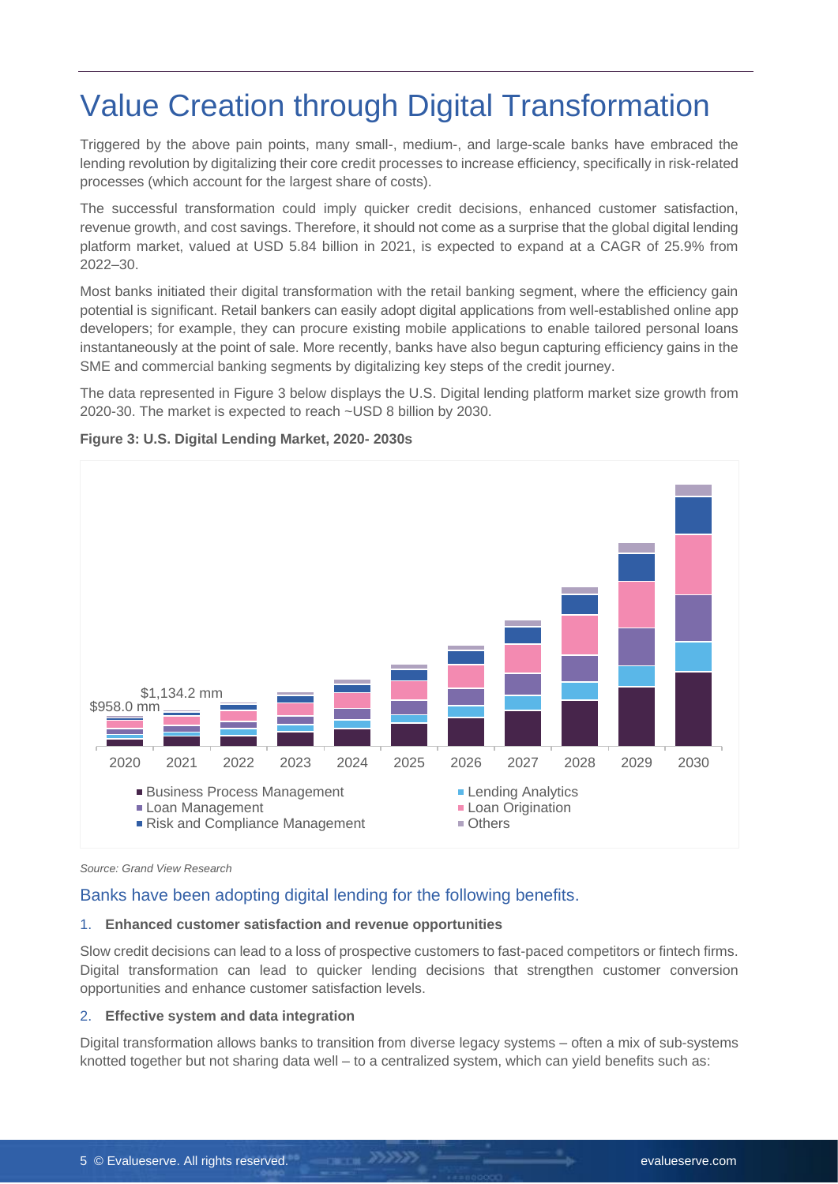# Value Creation through Digital Transformation

Triggered by the above pain points, many small-, medium-, and large-scale banks have embraced the lending revolution by digitalizing their core credit processes to increase efficiency, specifically in risk-related processes (which account for the largest share of costs).

The successful transformation could imply quicker credit decisions, enhanced customer satisfaction, revenue growth, and cost savings. Therefore, it should not come as a surprise that the global digital lending platform market, valued at USD 5.84 billion in 2021, is expected to expand at a CAGR of 25.9% from 2022–30.

Most banks initiated their digital transformation with the retail banking segment, where the efficiency gain potential is significant. Retail bankers can easily adopt digital applications from well-established online app developers; for example, they can procure existing mobile applications to enable tailored personal loans instantaneously at the point of sale. More recently, banks have also begun capturing efficiency gains in the SME and commercial banking segments by digitalizing key steps of the credit journey.

The data represented in Figure 3 below displays the U.S. Digital lending platform market size growth from 2020-30. The market is expected to reach ~USD 8 billion by 2030.

**Figure 3: U.S. Digital Lending Market, 2020- 2030s**

$958.0 mm (2020); $1,134.2 mm (2021)

2020 2021 2022 2023 2024 2025 2026 2027 2028 2029 2030

- Business Process Management
- Lending Analytics
- Loan Management
- Loan Origination
- Risk and Compliance Management
- Others

*Source: Grand View Research*

## Banks have been adopting digital lending for the following benefits.

1. **Enhanced customer satisfaction and revenue opportunities**

Slow credit decisions can lead to a loss of prospective customers to fast-paced competitors or fintech firms. Digital transformation can lead to quicker lending decisions that strengthen customer conversion opportunities and enhance customer satisfaction levels.

2. **Effective system and data integration**

Digital transformation allows banks to transition from diverse legacy systems – often a mix of sub-systems knotted together but not sharing data well – to a centralized system, which can yield benefits such as: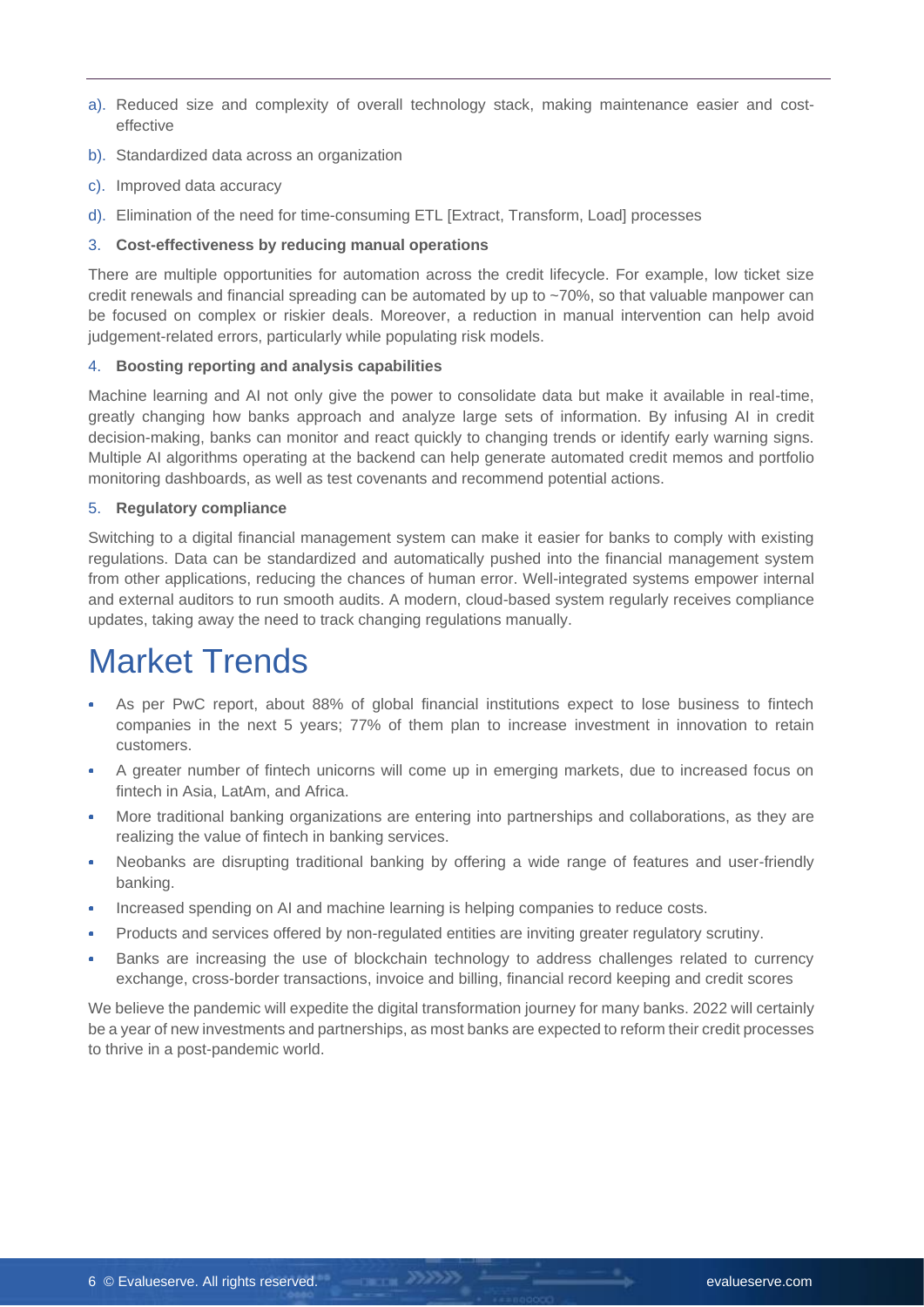a). Reduced size and complexity of overall technology stack, making maintenance easier and cost-effective

b). Standardized data across an organization

c). Improved data accuracy

d). Elimination of the need for time-consuming ETL [Extract, Transform, Load] processes

3. **Cost-effectiveness by reducing manual operations**

There are multiple opportunities for automation across the credit lifecycle. For example, low ticket size credit renewals and financial spreading can be automated by up to ~70%, so that valuable manpower can be focused on complex or riskier deals. Moreover, a reduction in manual intervention can help avoid judgement-related errors, particularly while populating risk models.

4. **Boosting reporting and analysis capabilities**

Machine learning and AI not only give the power to consolidate data but make it available in real-time, greatly changing how banks approach and analyze large sets of information. By infusing AI in credit decision-making, banks can monitor and react quickly to changing trends or identify early warning signs. Multiple AI algorithms operating at the backend can help generate automated credit memos and portfolio monitoring dashboards, as well as test covenants and recommend potential actions.

5. **Regulatory compliance**

Switching to a digital financial management system can make it easier for banks to comply with existing regulations. Data can be standardized and automatically pushed into the financial management system from other applications, reducing the chances of human error. Well-integrated systems empower internal and external auditors to run smooth audits. A modern, cloud-based system regularly receives compliance updates, taking away the need to track changing regulations manually.

# Market Trends

- As per PwC report, about 88% of global financial institutions expect to lose business to fintech companies in the next 5 years; 77% of them plan to increase investment in innovation to retain customers.
- A greater number of fintech unicorns will come up in emerging markets, due to increased focus on fintech in Asia, LatAm, and Africa.
- More traditional banking organizations are entering into partnerships and collaborations, as they are realizing the value of fintech in banking services.
- Neobanks are disrupting traditional banking by offering a wide range of features and user-friendly banking.
- Increased spending on AI and machine learning is helping companies to reduce costs.
- Products and services offered by non-regulated entities are inviting greater regulatory scrutiny.
- Banks are increasing the use of blockchain technology to address challenges related to currency exchange, cross-border transactions, invoice and billing, financial record keeping and credit scores

We believe the pandemic will expedite the digital transformation journey for many banks. 2022 will certainly be a year of new investments and partnerships, as most banks are expected to reform their credit processes to thrive in a post-pandemic world.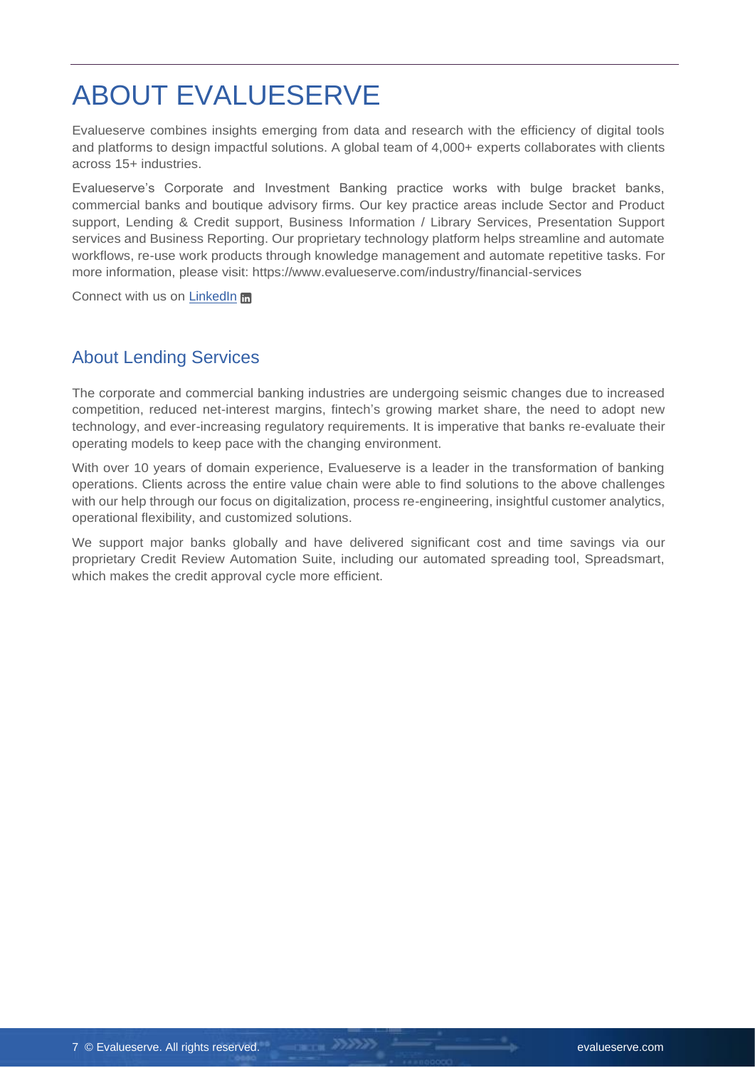# ABOUT EVALUESERVE

Evalueserve combines insights emerging from data and research with the efficiency of digital tools and platforms to design impactful solutions. A global team of 4,000+ experts collaborates with clients across 15+ industries.

Evalueserve's Corporate and Investment Banking practice works with bulge bracket banks, commercial banks and boutique advisory firms. Our key practice areas include Sector and Product support, Lending & Credit support, Business Information / Library Services, Presentation Support services and Business Reporting. Our proprietary technology platform helps streamline and automate workflows, re-use work products through knowledge management and automate repetitive tasks. For more information, please visit: https://www.evalueserve.com/industry/financial-services

Connect with us on LinkedIn

## About Lending Services

The corporate and commercial banking industries are undergoing seismic changes due to increased competition, reduced net-interest margins, fintech's growing market share, the need to adopt new technology, and ever-increasing regulatory requirements. It is imperative that banks re-evaluate their operating models to keep pace with the changing environment.

With over 10 years of domain experience, Evalueserve is a leader in the transformation of banking operations. Clients across the entire value chain were able to find solutions to the above challenges with our help through our focus on digitalization, process re-engineering, insightful customer analytics, operational flexibility, and customized solutions.

We support major banks globally and have delivered significant cost and time savings via our proprietary Credit Review Automation Suite, including our automated spreading tool, Spreadsmart, which makes the credit approval cycle more efficient.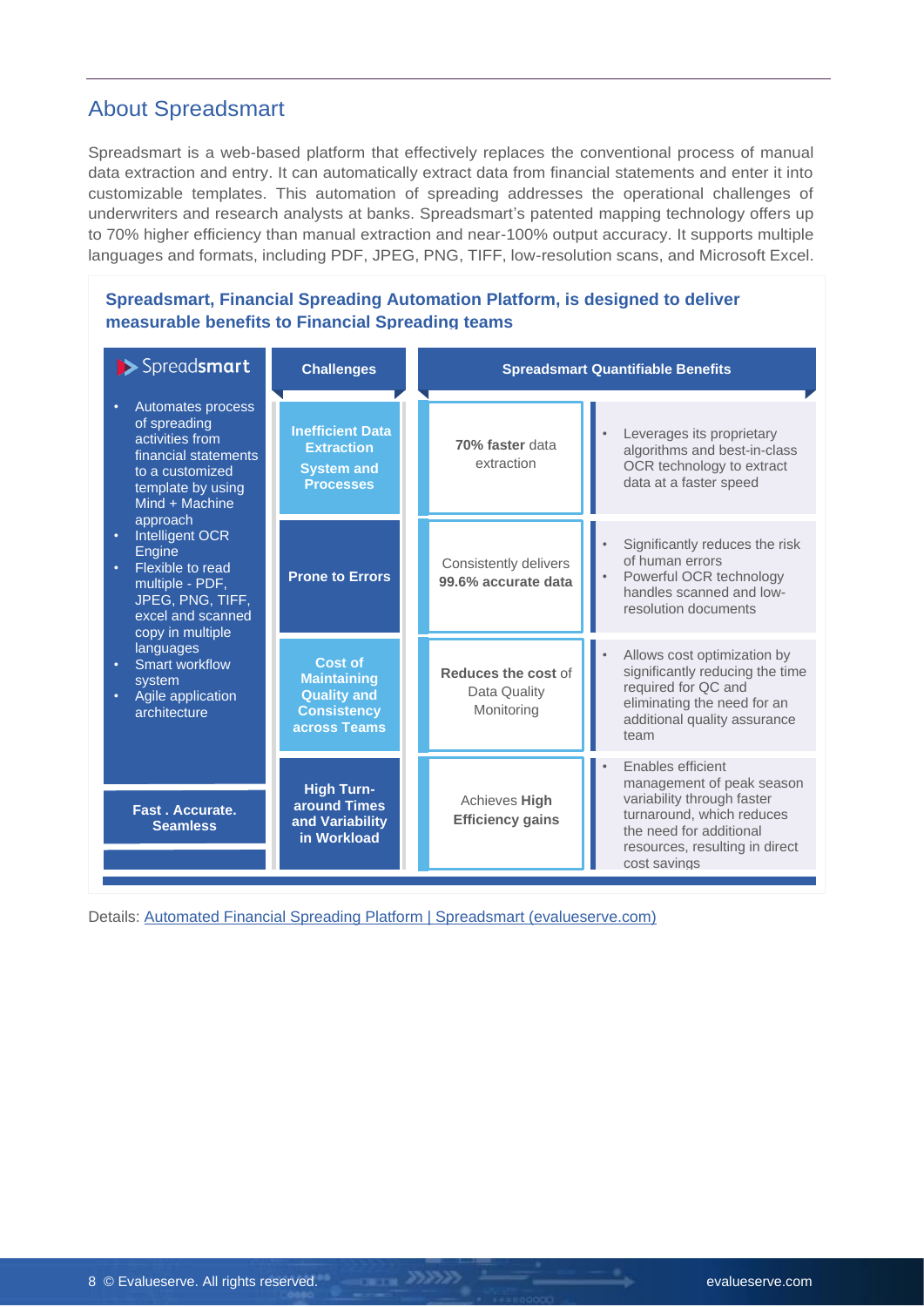## About Spreadsmart

Spreadsmart is a web-based platform that effectively replaces the conventional process of manual data extraction and entry. It can automatically extract data from financial statements and enter it into customizable templates. This automation of spreading addresses the operational challenges of underwriters and research analysts at banks. Spreadsmart's patented mapping technology offers up to 70% higher efficiency than manual extraction and near-100% output accuracy. It supports multiple languages and formats, including PDF, JPEG, PNG, TIFF, low-resolution scans, and Microsoft Excel.

**Spreadsmart, Financial Spreading Automation Platform, is designed to deliver measurable benefits to Financial Spreading teams**

| Spreadsmart | Challenges | Spreadsmart Quantifiable Benefits | |
|---|---|---|---|
| • Automates process of spreading activities from financial statements to a customized template by using Mind + Machine approach<br>• Intelligent OCR Engine<br>• Flexible to read multiple - PDF, JPEG, PNG, TIFF, excel and scanned copy in multiple languages<br>• Smart workflow system<br>• Agile application architecture | **Inefficient Data Extraction System and Processes** | **70% faster** data extraction | • Leverages its proprietary algorithms and best-in-class OCR technology to extract data at a faster speed |
| | **Prone to Errors** | Consistently delivers **99.6% accurate data** | • Significantly reduces the risk of human errors<br>• Powerful OCR technology handles scanned and low-resolution documents |
| | **Cost of Maintaining Quality and Consistency across Teams** | **Reduces the cost** of Data Quality Monitoring | • Allows cost optimization by significantly reducing the time required for QC and eliminating the need for an additional quality assurance team |
| **Fast . Accurate. Seamless** | **High Turn-around Times and Variability in Workload** | Achieves **High Efficiency gains** | • Enables efficient management of peak season variability through faster turnaround, which reduces the need for additional resources, resulting in direct cost savings |

Details: [Automated Financial Spreading Platform | Spreadsmart (evalueserve.com)]()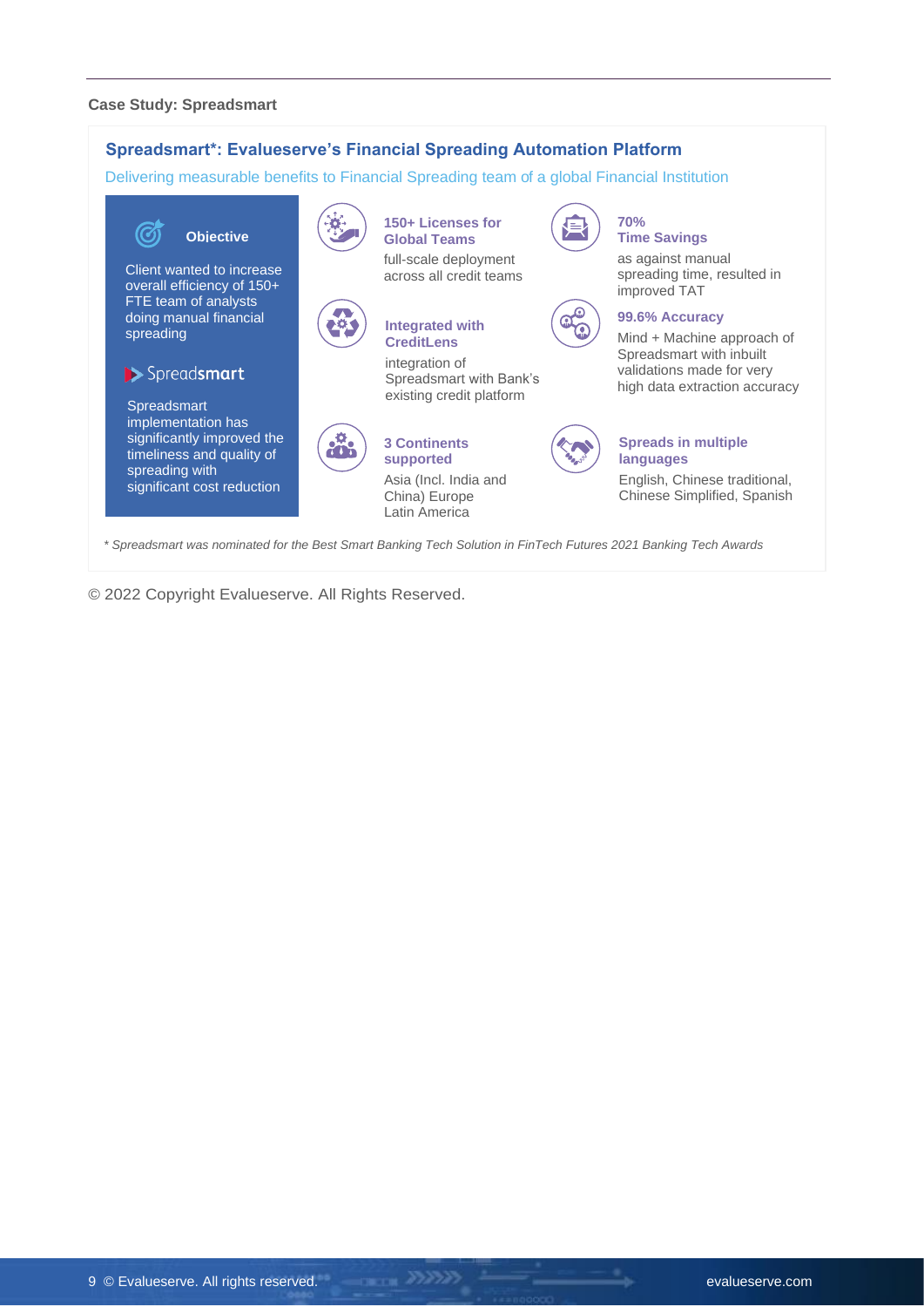**Case Study: Spreadsmart**

## Spreadsmart*: Evalueserve's Financial Spreading Automation Platform

Delivering measurable benefits to Financial Spreading team of a global Financial Institution

### Objective

Client wanted to increase overall efficiency of 150+ FTE team of analysts doing manual financial spreading

### Spreadsmart

Spreadsmart implementation has significantly improved the timeliness and quality of spreading with significant cost reduction

**150+ Licenses for Global Teams**

full-scale deployment across all credit teams

**Integrated with CreditLens**

integration of Spreadsmart with Bank's existing credit platform

**3 Continents supported**

Asia (Incl. India and China) Europe Latin America

**70% Time Savings**

as against manual spreading time, resulted in improved TAT

**99.6% Accuracy**

Mind + Machine approach of Spreadsmart with inbuilt validations made for very high data extraction accuracy

**Spreads in multiple languages**

English, Chinese traditional, Chinese Simplified, Spanish

*\* Spreadsmart was nominated for the Best Smart Banking Tech Solution in FinTech Futures 2021 Banking Tech Awards*

© 2022 Copyright Evalueserve. All Rights Reserved.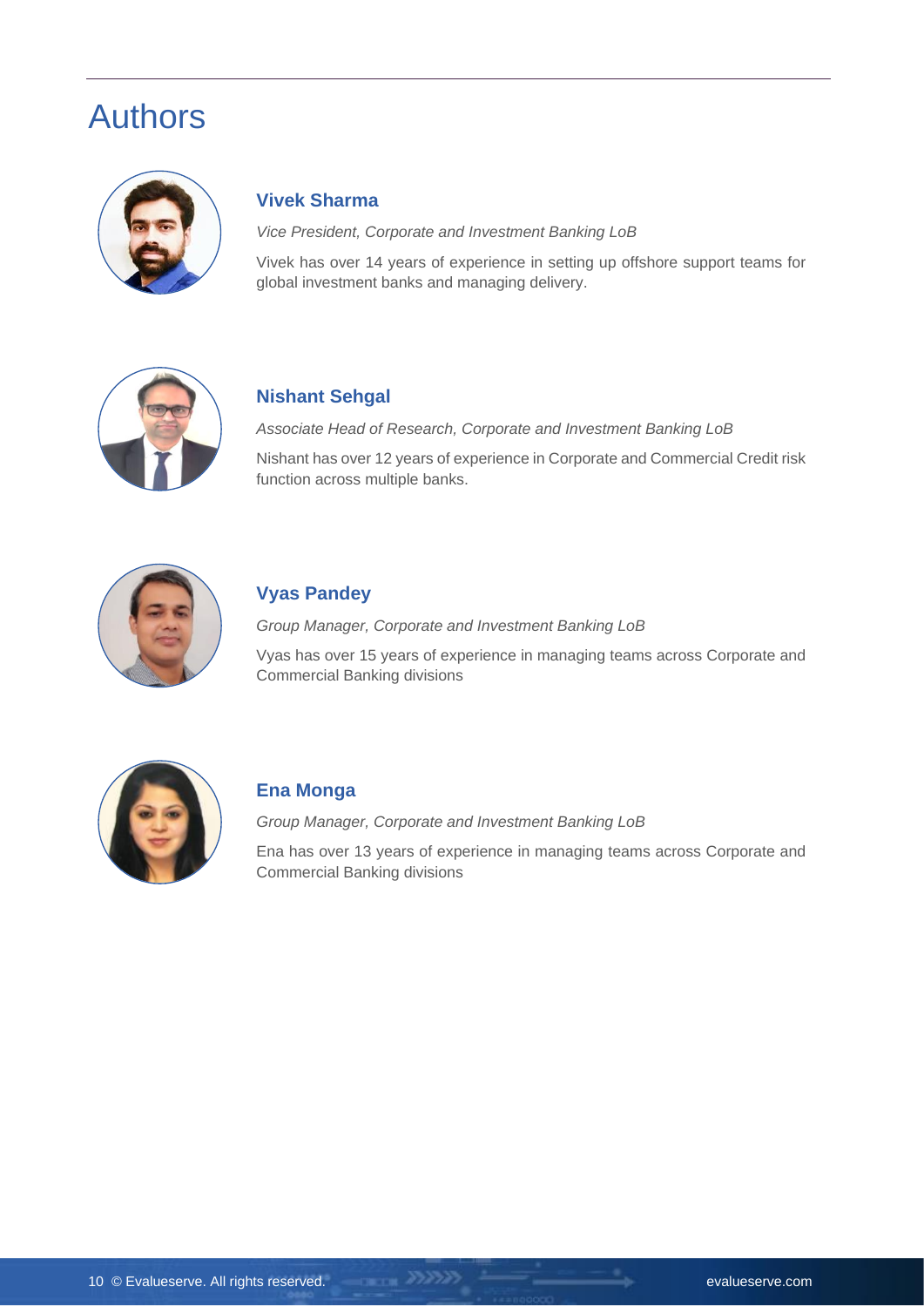# Authors

### Vivek Sharma

*Vice President, Corporate and Investment Banking LoB*

Vivek has over 14 years of experience in setting up offshore support teams for global investment banks and managing delivery.

### Nishant Sehgal

*Associate Head of Research, Corporate and Investment Banking LoB*

Nishant has over 12 years of experience in Corporate and Commercial Credit risk function across multiple banks.

### Vyas Pandey

*Group Manager, Corporate and Investment Banking LoB*

Vyas has over 15 years of experience in managing teams across Corporate and Commercial Banking divisions

### Ena Monga

*Group Manager, Corporate and Investment Banking LoB*

Ena has over 13 years of experience in managing teams across Corporate and Commercial Banking divisions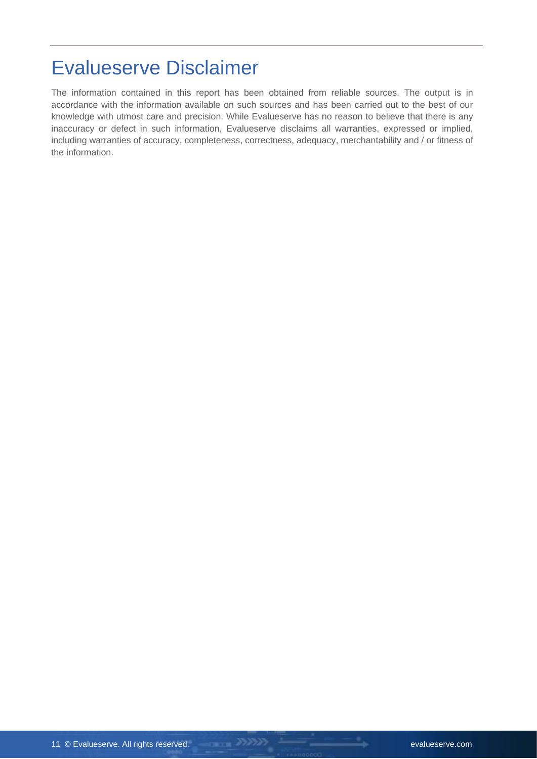# Evalueserve Disclaimer

The information contained in this report has been obtained from reliable sources. The output is in accordance with the information available on such sources and has been carried out to the best of our knowledge with utmost care and precision. While Evalueserve has no reason to believe that there is any inaccuracy or defect in such information, Evalueserve disclaims all warranties, expressed or implied, including warranties of accuracy, completeness, correctness, adequacy, merchantability and / or fitness of the information.